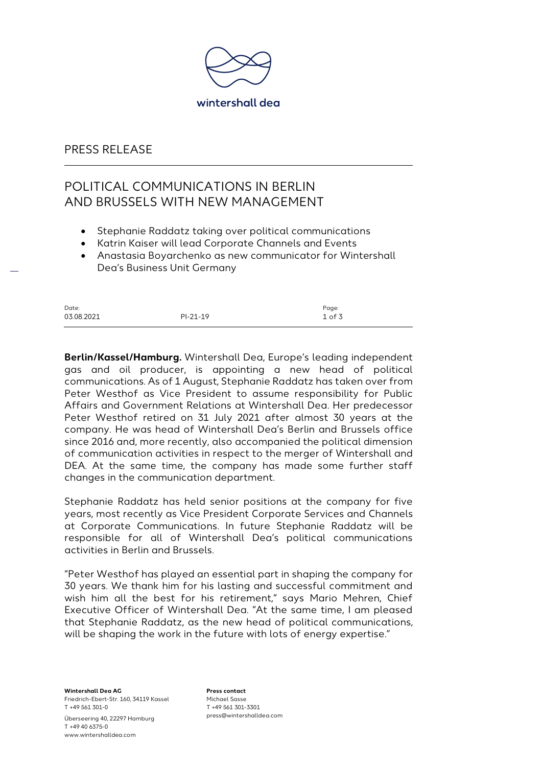wintershall dea

PRESS RELEASE

# POLITICAL COMMUNICATIONS IN BERLIN AND BRUSSELS WITH NEW MANAGEMENT

- Stephanie Raddatz taking over political communications
- Katrin Kaiser will lead Corporate Channels and Events
- Anastasia Boyarchenko as new communicator for Wintershall Dea's Business Unit Germany

| Date: | | Page: |
|---|---|---|
| 03.08.2021 | PI-21-19 | 1 of 3 |

**Berlin/Kassel/Hamburg.** Wintershall Dea, Europe's leading independent gas and oil producer, is appointing a new head of political communications. As of 1 August, Stephanie Raddatz has taken over from Peter Westhof as Vice President to assume responsibility for Public Affairs and Government Relations at Wintershall Dea. Her predecessor Peter Westhof retired on 31 July 2021 after almost 30 years at the company. He was head of Wintershall Dea's Berlin and Brussels office since 2016 and, more recently, also accompanied the political dimension of communication activities in respect to the merger of Wintershall and DEA. At the same time, the company has made some further staff changes in the communication department.

Stephanie Raddatz has held senior positions at the company for five years, most recently as Vice President Corporate Services and Channels at Corporate Communications. In future Stephanie Raddatz will be responsible for all of Wintershall Dea's political communications activities in Berlin and Brussels.

"Peter Westhof has played an essential part in shaping the company for 30 years. We thank him for his lasting and successful commitment and wish him all the best for his retirement," says Mario Mehren, Chief Executive Officer of Wintershall Dea. "At the same time, I am pleased that Stephanie Raddatz, as the new head of political communications, will be shaping the work in the future with lots of energy expertise."

**Wintershall Dea AG**
Friedrich-Ebert-Str. 160, 34119 Kassel
T +49 561 301-0
Überseering 40, 22297 Hamburg
T +49 40 6375-0
www.wintershalldea.com

**Press contact**
Michael Sasse
T +49 561 301-3301
press@wintershalldea.com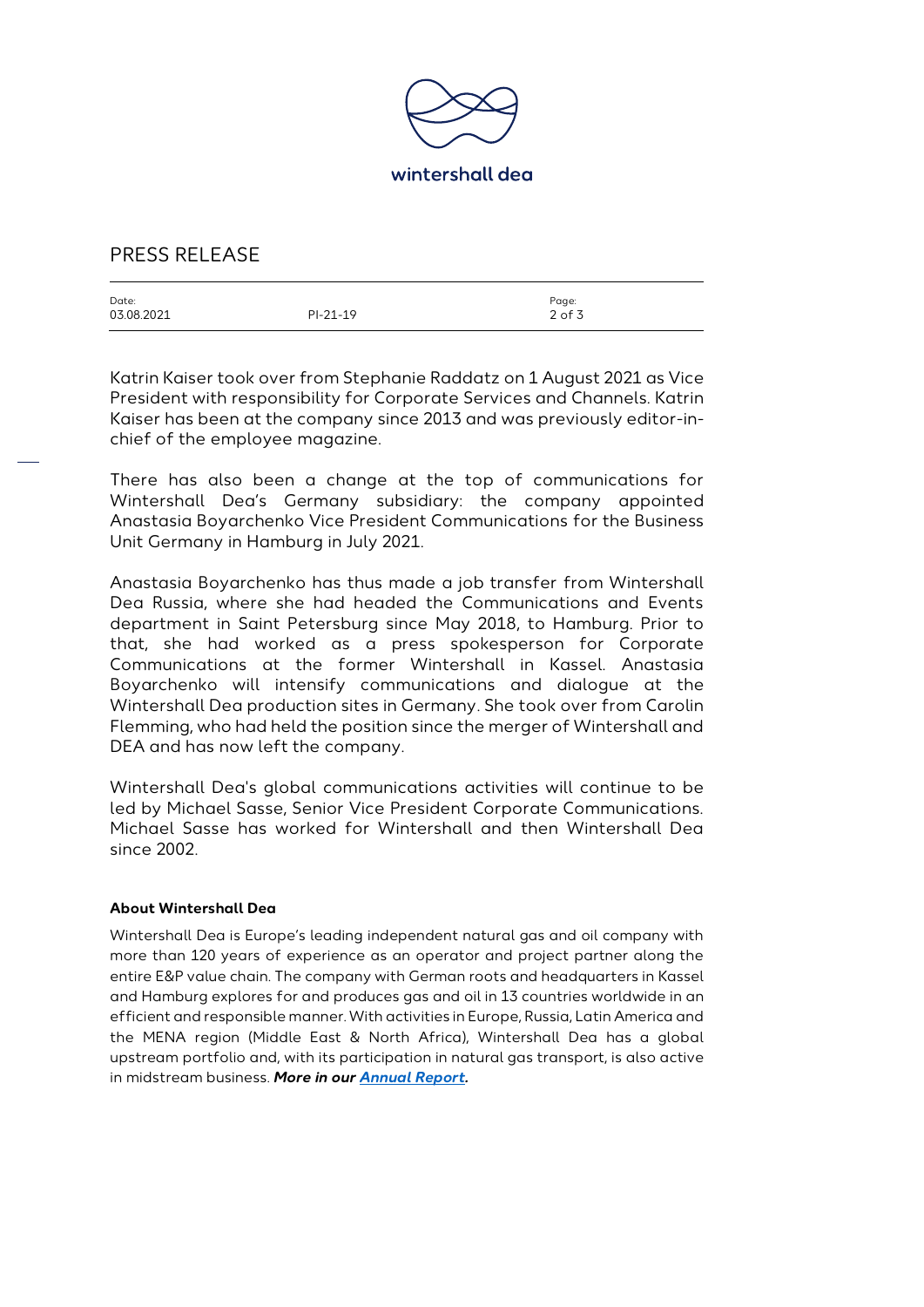Katrin Kaiser took over from Stephanie Raddatz on 1 August 2021 as Vice President with responsibility for Corporate Services and Channels. Katrin Kaiser has been at the company since 2013 and was previously editor-in-chief of the employee magazine.

There has also been a change at the top of communications for Wintershall Dea's Germany subsidiary: the company appointed Anastasia Boyarchenko Vice President Communications for the Business Unit Germany in Hamburg in July 2021.

Anastasia Boyarchenko has thus made a job transfer from Wintershall Dea Russia, where she had headed the Communications and Events department in Saint Petersburg since May 2018, to Hamburg. Prior to that, she had worked as a press spokesperson for Corporate Communications at the former Wintershall in Kassel. Anastasia Boyarchenko will intensify communications and dialogue at the Wintershall Dea production sites in Germany. She took over from Carolin Flemming, who had held the position since the merger of Wintershall and DEA and has now left the company.

Wintershall Dea's global communications activities will continue to be led by Michael Sasse, Senior Vice President Corporate Communications. Michael Sasse has worked for Wintershall and then Wintershall Dea since 2002.

**About Wintershall Dea**

Wintershall Dea is Europe's leading independent natural gas and oil company with more than 120 years of experience as an operator and project partner along the entire E&P value chain. The company with German roots and headquarters in Kassel and Hamburg explores for and produces gas and oil in 13 countries worldwide in an efficient and responsible manner. With activities in Europe, Russia, Latin America and the MENA region (Middle East & North Africa), Wintershall Dea has a global upstream portfolio and, with its participation in natural gas transport, is also active in midstream business. ***More in our Annual Report.***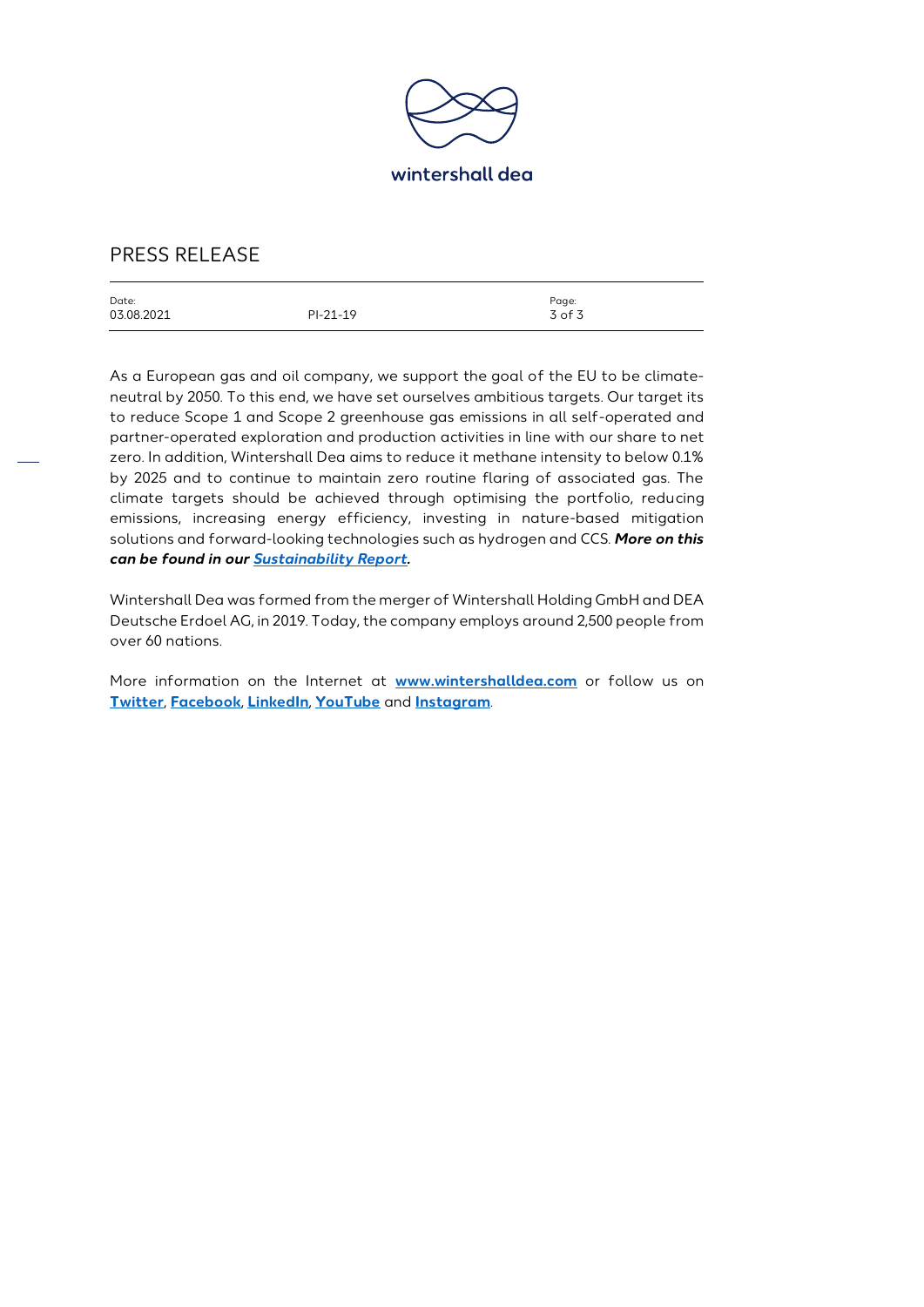As a European gas and oil company, we support the goal of the EU to be climate-neutral by 2050. To this end, we have set ourselves ambitious targets. Our target its to reduce Scope 1 and Scope 2 greenhouse gas emissions in all self-operated and partner-operated exploration and production activities in line with our share to net zero. In addition, Wintershall Dea aims to reduce it methane intensity to below 0.1% by 2025 and to continue to maintain zero routine flaring of associated gas. The climate targets should be achieved through optimising the portfolio, reducing emissions, increasing energy efficiency, investing in nature-based mitigation solutions and forward-looking technologies such as hydrogen and CCS. ***More on this can be found in our Sustainability Report.***

Wintershall Dea was formed from the merger of Wintershall Holding GmbH and DEA Deutsche Erdoel AG, in 2019. Today, the company employs around 2,500 people from over 60 nations.

More information on the Internet at **www.wintershalldea.com** or follow us on **Twitter**, **Facebook**, **LinkedIn**, **YouTube** and **Instagram**.